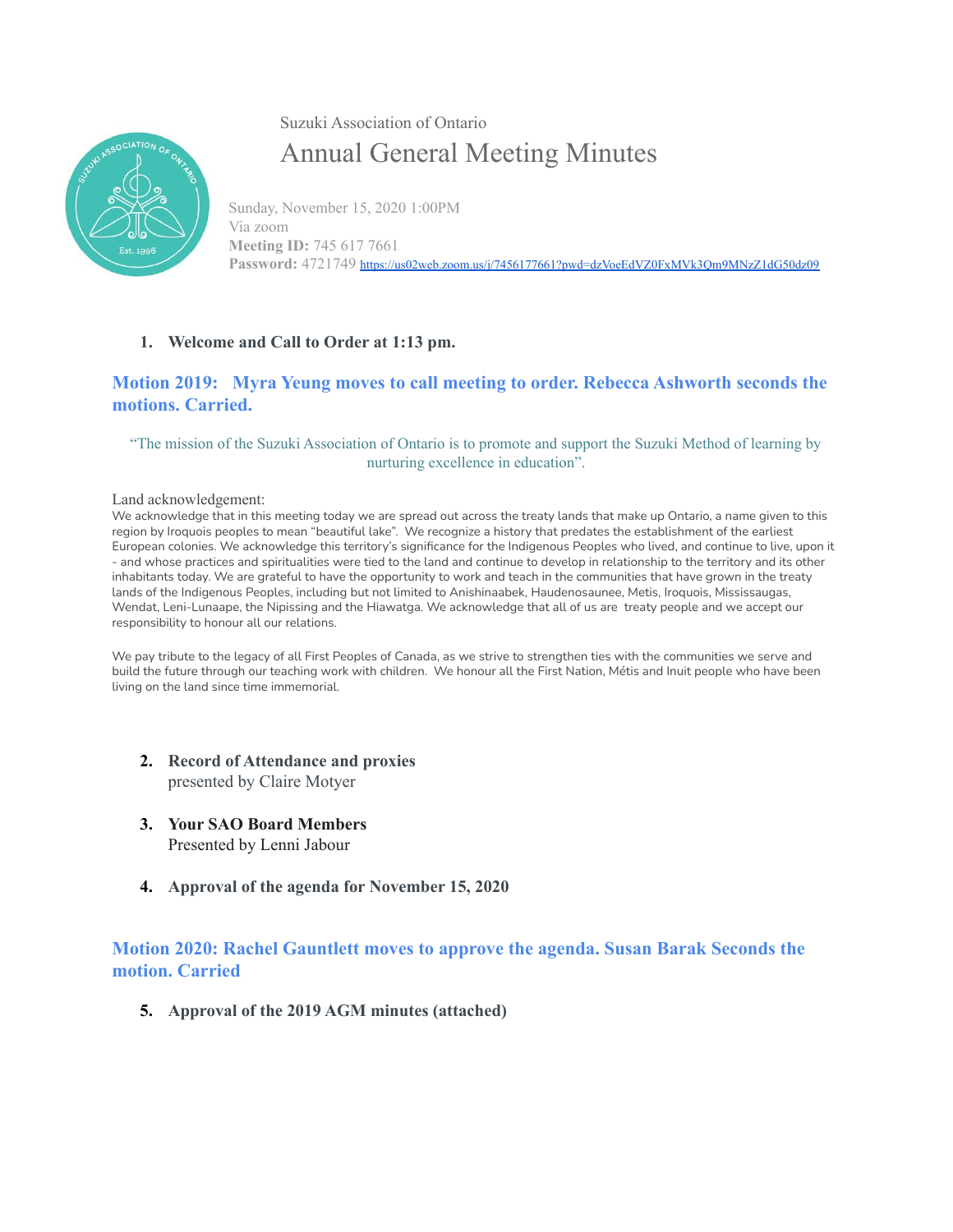Suzuki Association of Ontario

# Annual General Meeting Minutes

Sunday, November 15, 2020 1:00PM
Via zoom
**Meeting ID:** 745 617 7661
**Password:** 4721749 https://us02web.zoom.us/j/7456177661?pwd=dzVoeEdVZ0FxMVk3Qm9MNzZ1dG50dz09

1. **Welcome and Call to Order at 1:13 pm.**

## Motion 2019: Myra Yeung moves to call meeting to order. Rebecca Ashworth seconds the motions. Carried.

"The mission of the Suzuki Association of Ontario is to promote and support the Suzuki Method of learning by nurturing excellence in education".

Land acknowledgement:
We acknowledge that in this meeting today we are spread out across the treaty lands that make up Ontario, a name given to this region by Iroquois peoples to mean "beautiful lake". We recognize a history that predates the establishment of the earliest European colonies. We acknowledge this territory's significance for the Indigenous Peoples who lived, and continue to live, upon it - and whose practices and spiritualities were tied to the land and continue to develop in relationship to the territory and its other inhabitants today. We are grateful to have the opportunity to work and teach in the communities that have grown in the treaty lands of the Indigenous Peoples, including but not limited to Anishinaabek, Haudenosaunee, Metis, Iroquois, Mississaugas, Wendat, Leni-Lunaape, the Nipissing and the Hiawatga. We acknowledge that all of us are treaty people and we accept our responsibility to honour all our relations.

We pay tribute to the legacy of all First Peoples of Canada, as we strive to strengthen ties with the communities we serve and build the future through our teaching work with children. We honour all the First Nation, Métis and Inuit people who have been living on the land since time immemorial.

2. **Record of Attendance and proxies**
   presented by Claire Motyer

3. **Your SAO Board Members**
   Presented by Lenni Jabour

4. **Approval of the agenda for November 15, 2020**

## Motion 2020: Rachel Gauntlett moves to approve the agenda. Susan Barak Seconds the motion. Carried

5. **Approval of the 2019 AGM minutes (attached)**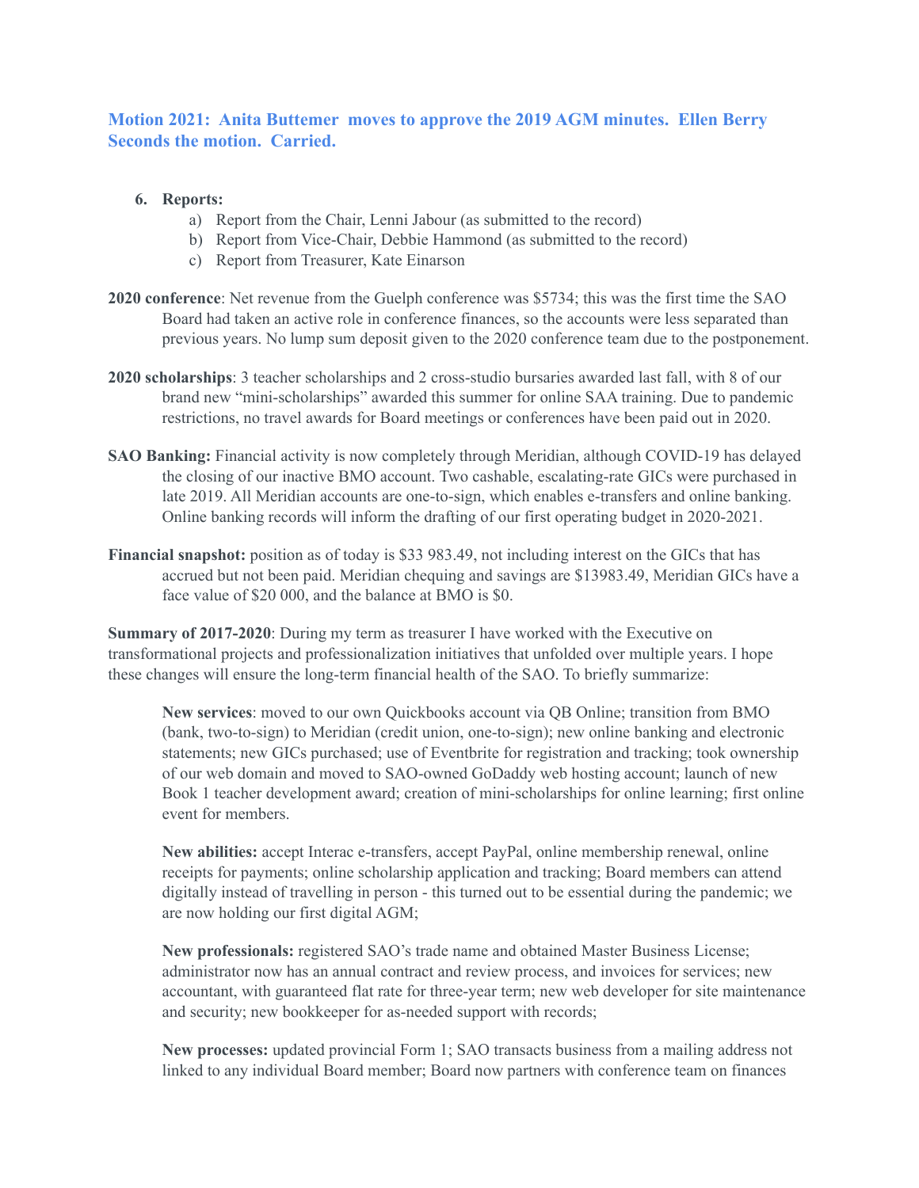**Motion 2021: Anita Buttemer moves to approve the 2019 AGM minutes. Ellen Berry Seconds the motion. Carried.**

6. **Reports:**
    a) Report from the Chair, Lenni Jabour (as submitted to the record)
    b) Report from Vice-Chair, Debbie Hammond (as submitted to the record)
    c) Report from Treasurer, Kate Einarson

**2020 conference**: Net revenue from the Guelph conference was $5734; this was the first time the SAO Board had taken an active role in conference finances, so the accounts were less separated than previous years. No lump sum deposit given to the 2020 conference team due to the postponement.

**2020 scholarships**: 3 teacher scholarships and 2 cross-studio bursaries awarded last fall, with 8 of our brand new "mini-scholarships" awarded this summer for online SAA training. Due to pandemic restrictions, no travel awards for Board meetings or conferences have been paid out in 2020.

**SAO Banking:** Financial activity is now completely through Meridian, although COVID-19 has delayed the closing of our inactive BMO account. Two cashable, escalating-rate GICs were purchased in late 2019. All Meridian accounts are one-to-sign, which enables e-transfers and online banking. Online banking records will inform the drafting of our first operating budget in 2020-2021.

**Financial snapshot:** position as of today is $33 983.49, not including interest on the GICs that has accrued but not been paid. Meridian chequing and savings are $13983.49, Meridian GICs have a face value of $20 000, and the balance at BMO is $0.

**Summary of 2017-2020**: During my term as treasurer I have worked with the Executive on transformational projects and professionalization initiatives that unfolded over multiple years. I hope these changes will ensure the long-term financial health of the SAO. To briefly summarize:

**New services**: moved to our own Quickbooks account via QB Online; transition from BMO (bank, two-to-sign) to Meridian (credit union, one-to-sign); new online banking and electronic statements; new GICs purchased; use of Eventbrite for registration and tracking; took ownership of our web domain and moved to SAO-owned GoDaddy web hosting account; launch of new Book 1 teacher development award; creation of mini-scholarships for online learning; first online event for members.

**New abilities:** accept Interac e-transfers, accept PayPal, online membership renewal, online receipts for payments; online scholarship application and tracking; Board members can attend digitally instead of travelling in person - this turned out to be essential during the pandemic; we are now holding our first digital AGM;

**New professionals:** registered SAO's trade name and obtained Master Business License; administrator now has an annual contract and review process, and invoices for services; new accountant, with guaranteed flat rate for three-year term; new web developer for site maintenance and security; new bookkeeper for as-needed support with records;

**New processes:** updated provincial Form 1; SAO transacts business from a mailing address not linked to any individual Board member; Board now partners with conference team on finances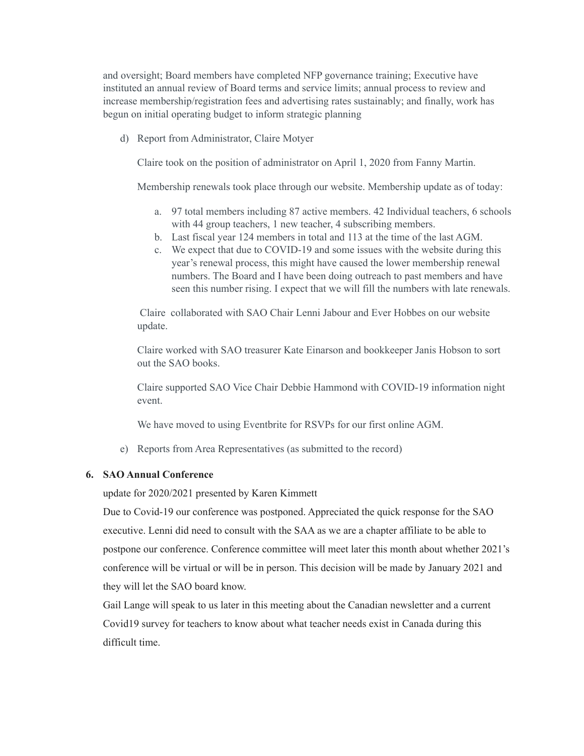and oversight; Board members have completed NFP governance training; Executive have instituted an annual review of Board terms and service limits; annual process to review and increase membership/registration fees and advertising rates sustainably; and finally, work has begun on initial operating budget to inform strategic planning

d) Report from Administrator, Claire Motyer

Claire took on the position of administrator on April 1, 2020 from Fanny Martin.

Membership renewals took place through our website. Membership update as of today:

a. 97 total members including 87 active members. 42 Individual teachers, 6 schools with 44 group teachers, 1 new teacher, 4 subscribing members.
b. Last fiscal year 124 members in total and 113 at the time of the last AGM.
c. We expect that due to COVID-19 and some issues with the website during this year's renewal process, this might have caused the lower membership renewal numbers. The Board and I have been doing outreach to past members and have seen this number rising. I expect that we will fill the numbers with late renewals.

Claire collaborated with SAO Chair Lenni Jabour and Ever Hobbes on our website update.

Claire worked with SAO treasurer Kate Einarson and bookkeeper Janis Hobson to sort out the SAO books.

Claire supported SAO Vice Chair Debbie Hammond with COVID-19 information night event.

We have moved to using Eventbrite for RSVPs for our first online AGM.

e) Reports from Area Representatives (as submitted to the record)

**6. SAO Annual Conference**

update for 2020/2021 presented by Karen Kimmett

Due to Covid-19 our conference was postponed. Appreciated the quick response for the SAO executive. Lenni did need to consult with the SAA as we are a chapter affiliate to be able to postpone our conference. Conference committee will meet later this month about whether 2021's conference will be virtual or will be in person. This decision will be made by January 2021 and they will let the SAO board know.

Gail Lange will speak to us later in this meeting about the Canadian newsletter and a current Covid19 survey for teachers to know about what teacher needs exist in Canada during this difficult time.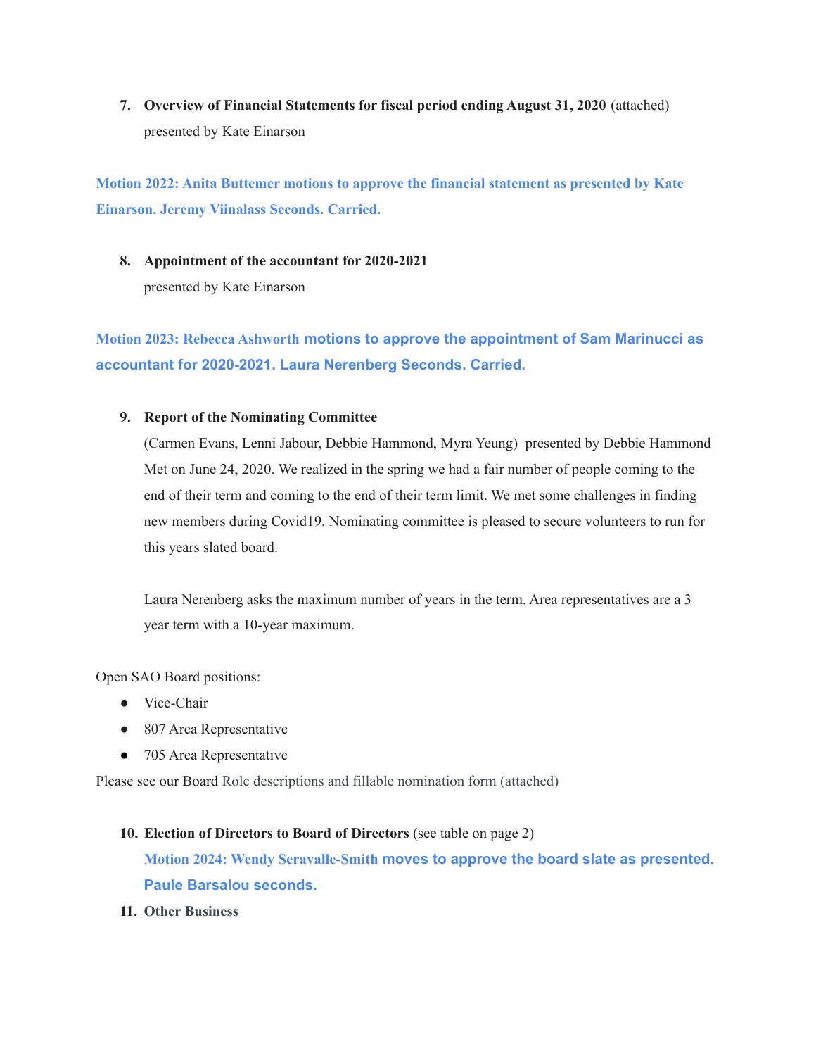7. **Overview of Financial Statements for fiscal period ending August 31, 2020** (attached) presented by Kate Einarson

**Motion 2022: Anita Buttemer motions to approve the financial statement as presented by Kate Einarson. Jeremy Viinalass Seconds. Carried.**

8. **Appointment of the accountant for 2020-2021** presented by Kate Einarson

**Motion 2023: Rebecca Ashworth motions to approve the appointment of Sam Marinucci as accountant for 2020-2021. Laura Nerenberg Seconds. Carried.**

9. **Report of the Nominating Committee**
   (Carmen Evans, Lenni Jabour, Debbie Hammond, Myra Yeung) presented by Debbie Hammond Met on June 24, 2020. We realized in the spring we had a fair number of people coming to the end of their term and coming to the end of their term limit. We met some challenges in finding new members during Covid19. Nominating committee is pleased to secure volunteers to run for this years slated board.

   Laura Nerenberg asks the maximum number of years in the term. Area representatives are a 3 year term with a 10-year maximum.

Open SAO Board positions:

- Vice-Chair
- 807 Area Representative
- 705 Area Representative

Please see our Board Role descriptions and fillable nomination form (attached)

10. **Election of Directors to Board of Directors** (see table on page 2)
    **Motion 2024: Wendy Seravalle-Smith moves to approve the board slate as presented. Paule Barsalou seconds.**
11. **Other Business**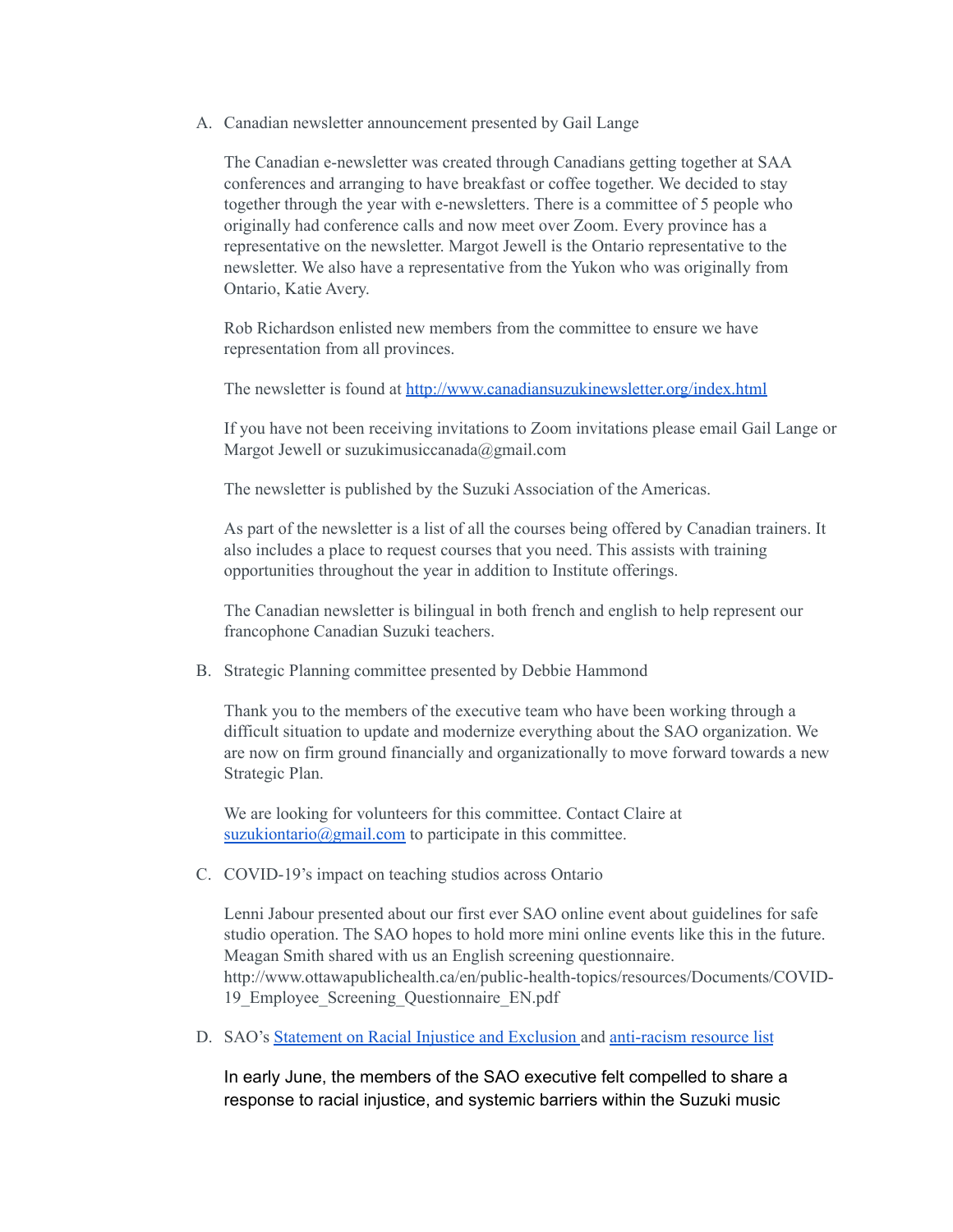A. Canadian newsletter announcement presented by Gail Lange

   The Canadian e-newsletter was created through Canadians getting together at SAA conferences and arranging to have breakfast or coffee together. We decided to stay together through the year with e-newsletters. There is a committee of 5 people who originally had conference calls and now meet over Zoom. Every province has a representative on the newsletter. Margot Jewell is the Ontario representative to the newsletter. We also have a representative from the Yukon who was originally from Ontario, Katie Avery.

   Rob Richardson enlisted new members from the committee to ensure we have representation from all provinces.

   The newsletter is found at [http://www.canadiansuzukinewsletter.org/index.html](http://www.canadiansuzukinewsletter.org/index.html)

   If you have not been receiving invitations to Zoom invitations please email Gail Lange or Margot Jewell or suzukimusiccanada@gmail.com

   The newsletter is published by the Suzuki Association of the Americas.

   As part of the newsletter is a list of all the courses being offered by Canadian trainers. It also includes a place to request courses that you need. This assists with training opportunities throughout the year in addition to Institute offerings.

   The Canadian newsletter is bilingual in both french and english to help represent our francophone Canadian Suzuki teachers.

B. Strategic Planning committee presented by Debbie Hammond

   Thank you to the members of the executive team who have been working through a difficult situation to update and modernize everything about the SAO organization. We are now on firm ground financially and organizationally to move forward towards a new Strategic Plan.

   We are looking for volunteers for this committee. Contact Claire at [suzukiontario@gmail.com](mailto:suzukiontario@gmail.com) to participate in this committee.

C. COVID-19's impact on teaching studios across Ontario

   Lenni Jabour presented about our first ever SAO online event about guidelines for safe studio operation. The SAO hopes to hold more mini online events like this in the future. Meagan Smith shared with us an English screening questionnaire. http://www.ottawapublichealth.ca/en/public-health-topics/resources/Documents/COVID-19_Employee_Screening_Questionnaire_EN.pdf

D. SAO's [Statement on Racial Injustice and Exclusion](#) and [anti-racism resource list](#)

   In early June, the members of the SAO executive felt compelled to share a response to racial injustice, and systemic barriers within the Suzuki music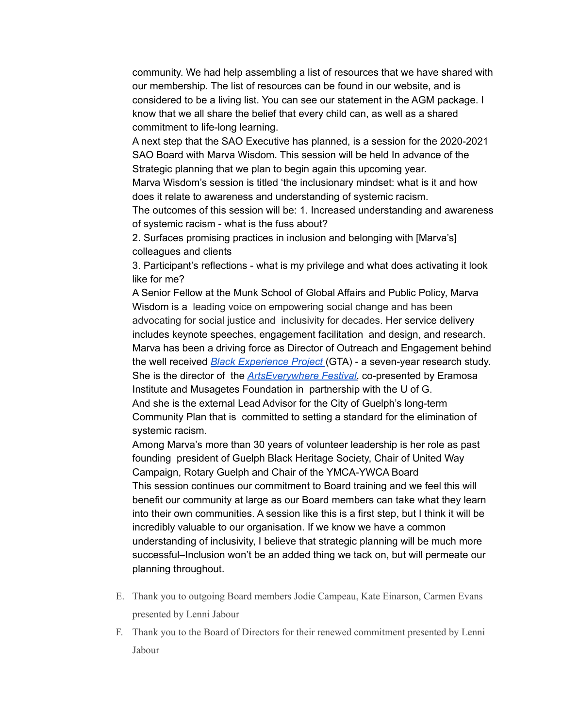community. We had help assembling a list of resources that we have shared with our membership. The list of resources can be found in our website, and is considered to be a living list. You can see our statement in the AGM package. I know that we all share the belief that every child can, as well as a shared commitment to life-long learning.

A next step that the SAO Executive has planned, is a session for the 2020-2021 SAO Board with Marva Wisdom. This session will be held In advance of the Strategic planning that we plan to begin again this upcoming year.

Marva Wisdom's session is titled 'the inclusionary mindset: what is it and how does it relate to awareness and understanding of systemic racism.

The outcomes of this session will be: 1. Increased understanding and awareness of systemic racism - what is the fuss about?

2. Surfaces promising practices in inclusion and belonging with [Marva's] colleagues and clients

3. Participant's reflections - what is my privilege and what does activating it look like for me?

A Senior Fellow at the Munk School of Global Affairs and Public Policy, Marva Wisdom is a leading voice on empowering social change and has been advocating for social justice and inclusivity for decades. Her service delivery includes keynote speeches, engagement facilitation and design, and research. Marva has been a driving force as Director of Outreach and Engagement behind the well received *Black Experience Project* (GTA) - a seven-year research study. She is the director of the *ArtsEverywhere Festival*, co-presented by Eramosa Institute and Musagetes Foundation in partnership with the U of G.

And she is the external Lead Advisor for the City of Guelph's long-term Community Plan that is committed to setting a standard for the elimination of systemic racism.

Among Marva's more than 30 years of volunteer leadership is her role as past founding president of Guelph Black Heritage Society, Chair of United Way Campaign, Rotary Guelph and Chair of the YMCA-YWCA Board

This session continues our commitment to Board training and we feel this will benefit our community at large as our Board members can take what they learn into their own communities. A session like this is a first step, but I think it will be incredibly valuable to our organisation. If we know we have a common understanding of inclusivity, I believe that strategic planning will be much more successful–Inclusion won't be an added thing we tack on, but will permeate our planning throughout.

E. Thank you to outgoing Board members Jodie Campeau, Kate Einarson, Carmen Evans presented by Lenni Jabour

F. Thank you to the Board of Directors for their renewed commitment presented by Lenni Jabour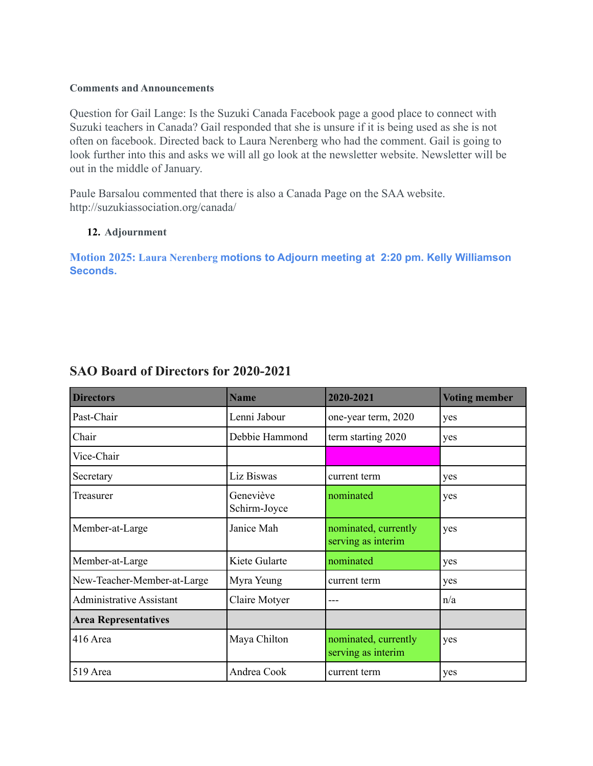**Comments and Announcements**

Question for Gail Lange: Is the Suzuki Canada Facebook page a good place to connect with Suzuki teachers in Canada? Gail responded that she is unsure if it is being used as she is not often on facebook. Directed back to Laura Nerenberg who had the comment. Gail is going to look further into this and asks we will all go look at the newsletter website. Newsletter will be out in the middle of January.

Paule Barsalou commented that there is also a Canada Page on the SAA website. http://suzukiassociation.org/canada/

12. **Adjournment**

**Motion 2025: Laura Nerenberg motions to Adjourn meeting at 2:20 pm. Kelly Williamson Seconds.**

## SAO Board of Directors for 2020-2021

| Directors | Name | 2020-2021 | Voting member |
|---|---|---|---|
| Past-Chair | Lenni Jabour | one-year term, 2020 | yes |
| Chair | Debbie Hammond | term starting 2020 | yes |
| Vice-Chair | | | |
| Secretary | Liz Biswas | current term | yes |
| Treasurer | Geneviève Schirm-Joyce | nominated | yes |
| Member-at-Large | Janice Mah | nominated, currently serving as interim | yes |
| Member-at-Large | Kiete Gularte | nominated | yes |
| New-Teacher-Member-at-Large | Myra Yeung | current term | yes |
| Administrative Assistant | Claire Motyer | --- | n/a |
| **Area Representatives** | | | |
| 416 Area | Maya Chilton | nominated, currently serving as interim | yes |
| 519 Area | Andrea Cook | current term | yes |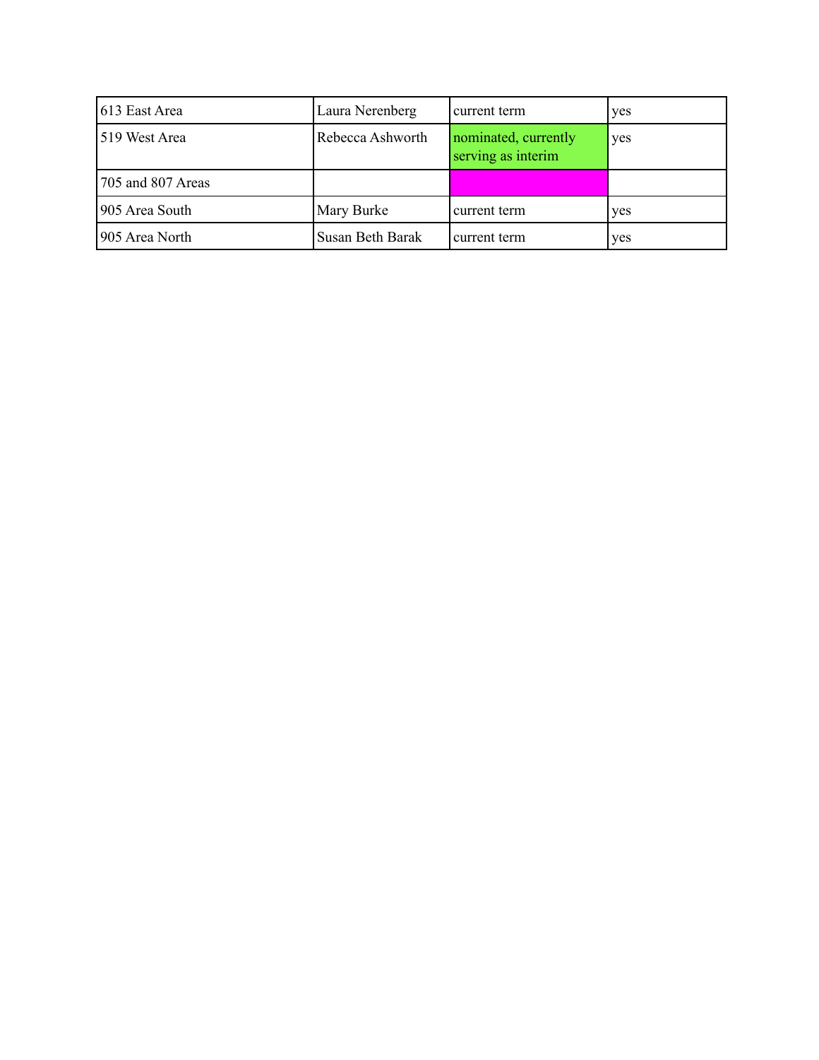| 613 East Area | Laura Nerenberg | current term | yes |
|---|---|---|---|
| 519 West Area | Rebecca Ashworth | nominated, currently serving as interim | yes |
| 705 and 807 Areas | | | |
| 905 Area South | Mary Burke | current term | yes |
| 905 Area North | Susan Beth Barak | current term | yes |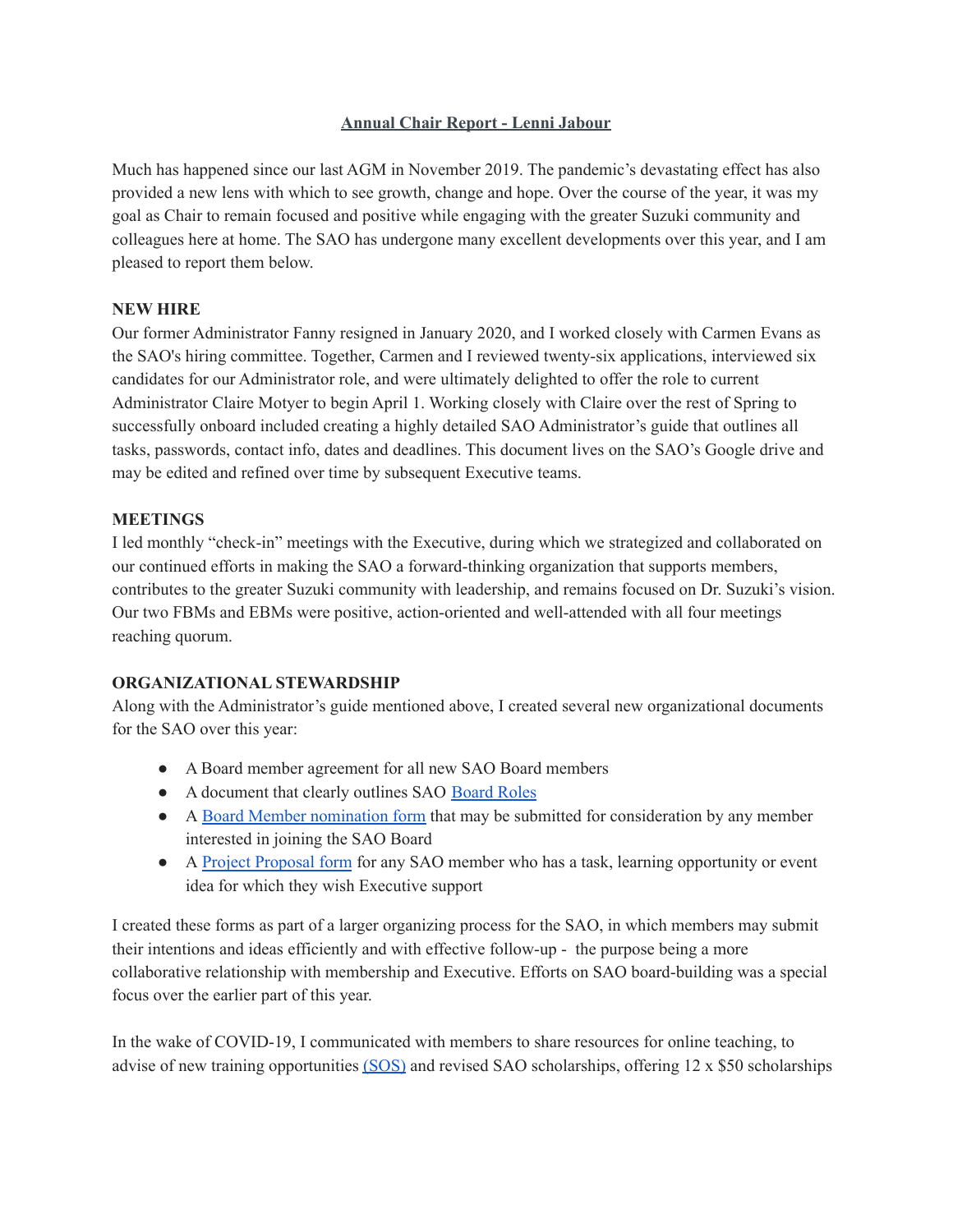## Annual Chair Report - Lenni Jabour

Much has happened since our last AGM in November 2019. The pandemic's devastating effect has also provided a new lens with which to see growth, change and hope. Over the course of the year, it was my goal as Chair to remain focused and positive while engaging with the greater Suzuki community and colleagues here at home. The SAO has undergone many excellent developments over this year, and I am pleased to report them below.

**NEW HIRE**

Our former Administrator Fanny resigned in January 2020, and I worked closely with Carmen Evans as the SAO's hiring committee. Together, Carmen and I reviewed twenty-six applications, interviewed six candidates for our Administrator role, and were ultimately delighted to offer the role to current Administrator Claire Motyer to begin April 1. Working closely with Claire over the rest of Spring to successfully onboard included creating a highly detailed SAO Administrator's guide that outlines all tasks, passwords, contact info, dates and deadlines. This document lives on the SAO's Google drive and may be edited and refined over time by subsequent Executive teams.

**MEETINGS**

I led monthly "check-in" meetings with the Executive, during which we strategized and collaborated on our continued efforts in making the SAO a forward-thinking organization that supports members, contributes to the greater Suzuki community with leadership, and remains focused on Dr. Suzuki's vision. Our two FBMs and EBMs were positive, action-oriented and well-attended with all four meetings reaching quorum.

**ORGANIZATIONAL STEWARDSHIP**

Along with the Administrator's guide mentioned above, I created several new organizational documents for the SAO over this year:

- A Board member agreement for all new SAO Board members
- A document that clearly outlines SAO Board Roles
- A Board Member nomination form that may be submitted for consideration by any member interested in joining the SAO Board
- A Project Proposal form for any SAO member who has a task, learning opportunity or event idea for which they wish Executive support

I created these forms as part of a larger organizing process for the SAO, in which members may submit their intentions and ideas efficiently and with effective follow-up - the purpose being a more collaborative relationship with membership and Executive. Efforts on SAO board-building was a special focus over the earlier part of this year.

In the wake of COVID-19, I communicated with members to share resources for online teaching, to advise of new training opportunities (SOS) and revised SAO scholarships, offering 12 x $50 scholarships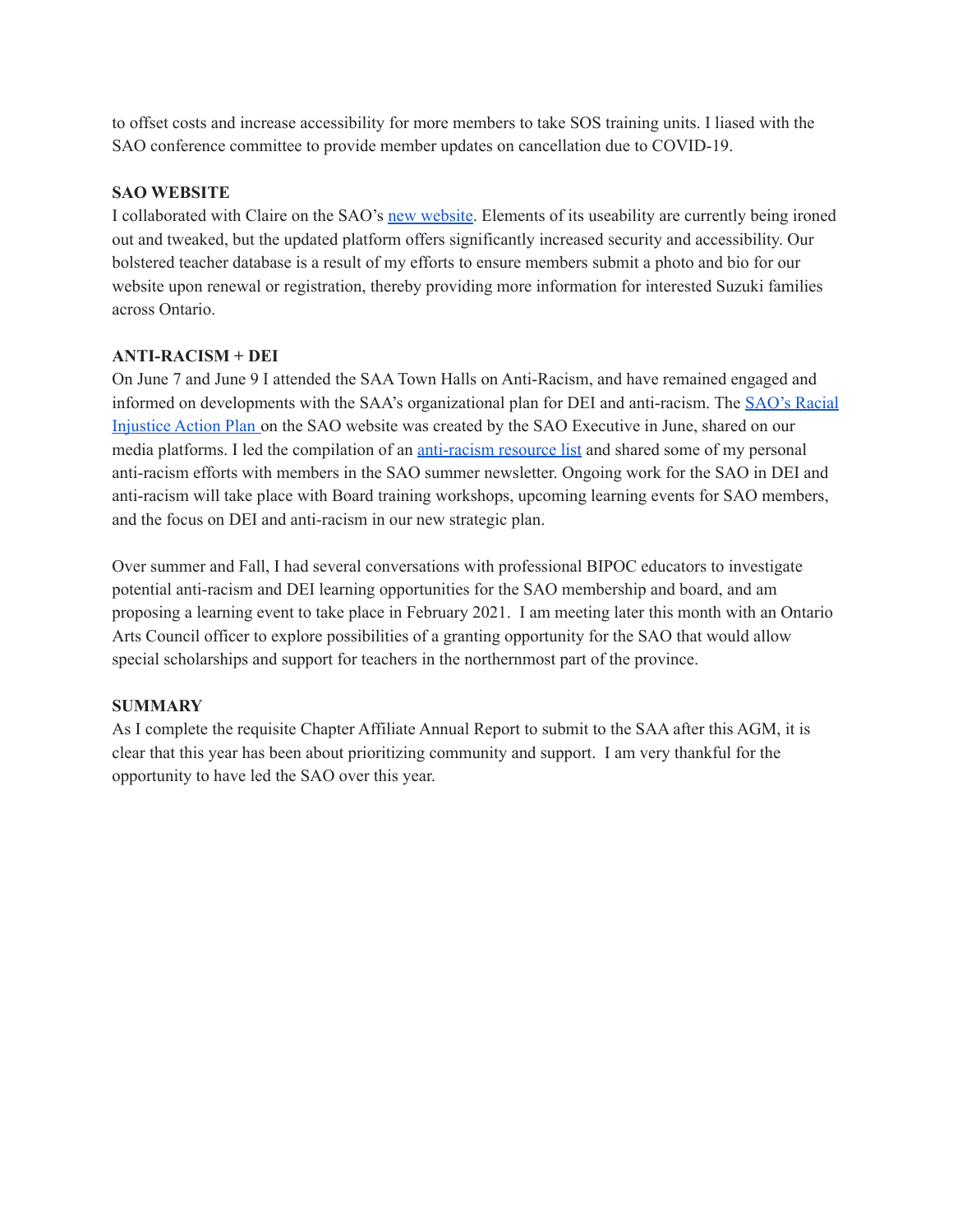to offset costs and increase accessibility for more members to take SOS training units. I liased with the SAO conference committee to provide member updates on cancellation due to COVID-19.

**SAO WEBSITE**

I collaborated with Claire on the SAO's new website. Elements of its useability are currently being ironed out and tweaked, but the updated platform offers significantly increased security and accessibility. Our bolstered teacher database is a result of my efforts to ensure members submit a photo and bio for our website upon renewal or registration, thereby providing more information for interested Suzuki families across Ontario.

**ANTI-RACISM + DEI**

On June 7 and June 9 I attended the SAA Town Halls on Anti-Racism, and have remained engaged and informed on developments with the SAA's organizational plan for DEI and anti-racism. The SAO's Racial Injustice Action Plan on the SAO website was created by the SAO Executive in June, shared on our media platforms. I led the compilation of an anti-racism resource list and shared some of my personal anti-racism efforts with members in the SAO summer newsletter. Ongoing work for the SAO in DEI and anti-racism will take place with Board training workshops, upcoming learning events for SAO members, and the focus on DEI and anti-racism in our new strategic plan.

Over summer and Fall, I had several conversations with professional BIPOC educators to investigate potential anti-racism and DEI learning opportunities for the SAO membership and board, and am proposing a learning event to take place in February 2021. I am meeting later this month with an Ontario Arts Council officer to explore possibilities of a granting opportunity for the SAO that would allow special scholarships and support for teachers in the northernmost part of the province.

**SUMMARY**

As I complete the requisite Chapter Affiliate Annual Report to submit to the SAA after this AGM, it is clear that this year has been about prioritizing community and support. I am very thankful for the opportunity to have led the SAO over this year.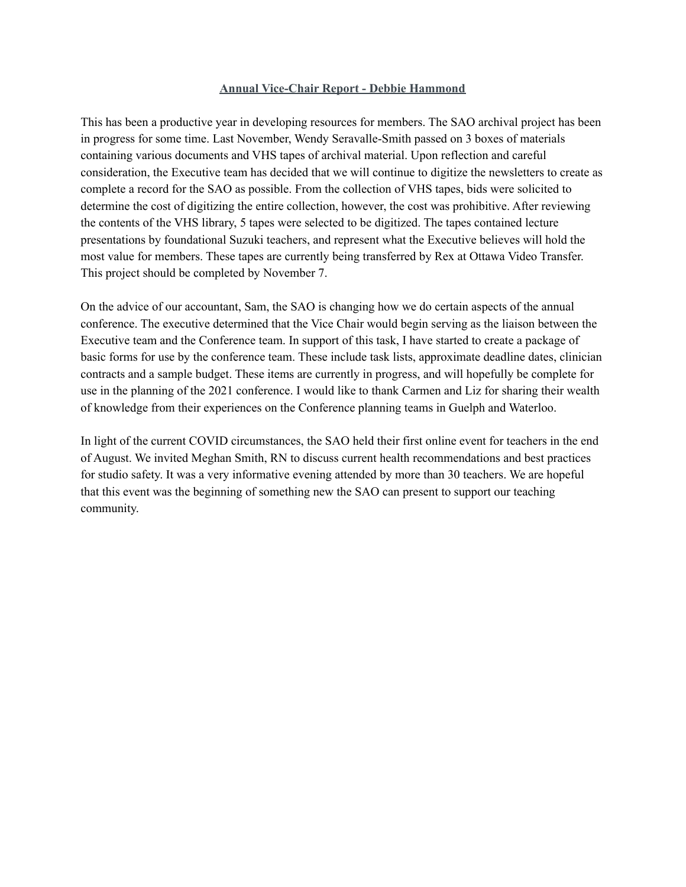## **Annual Vice-Chair Report - Debbie Hammond**

This has been a productive year in developing resources for members. The SAO archival project has been in progress for some time. Last November, Wendy Seravalle-Smith passed on 3 boxes of materials containing various documents and VHS tapes of archival material. Upon reflection and careful consideration, the Executive team has decided that we will continue to digitize the newsletters to create as complete a record for the SAO as possible. From the collection of VHS tapes, bids were solicited to determine the cost of digitizing the entire collection, however, the cost was prohibitive. After reviewing the contents of the VHS library, 5 tapes were selected to be digitized. The tapes contained lecture presentations by foundational Suzuki teachers, and represent what the Executive believes will hold the most value for members. These tapes are currently being transferred by Rex at Ottawa Video Transfer. This project should be completed by November 7.

On the advice of our accountant, Sam, the SAO is changing how we do certain aspects of the annual conference. The executive determined that the Vice Chair would begin serving as the liaison between the Executive team and the Conference team. In support of this task, I have started to create a package of basic forms for use by the conference team. These include task lists, approximate deadline dates, clinician contracts and a sample budget. These items are currently in progress, and will hopefully be complete for use in the planning of the 2021 conference. I would like to thank Carmen and Liz for sharing their wealth of knowledge from their experiences on the Conference planning teams in Guelph and Waterloo.

In light of the current COVID circumstances, the SAO held their first online event for teachers in the end of August. We invited Meghan Smith, RN to discuss current health recommendations and best practices for studio safety. It was a very informative evening attended by more than 30 teachers. We are hopeful that this event was the beginning of something new the SAO can present to support our teaching community.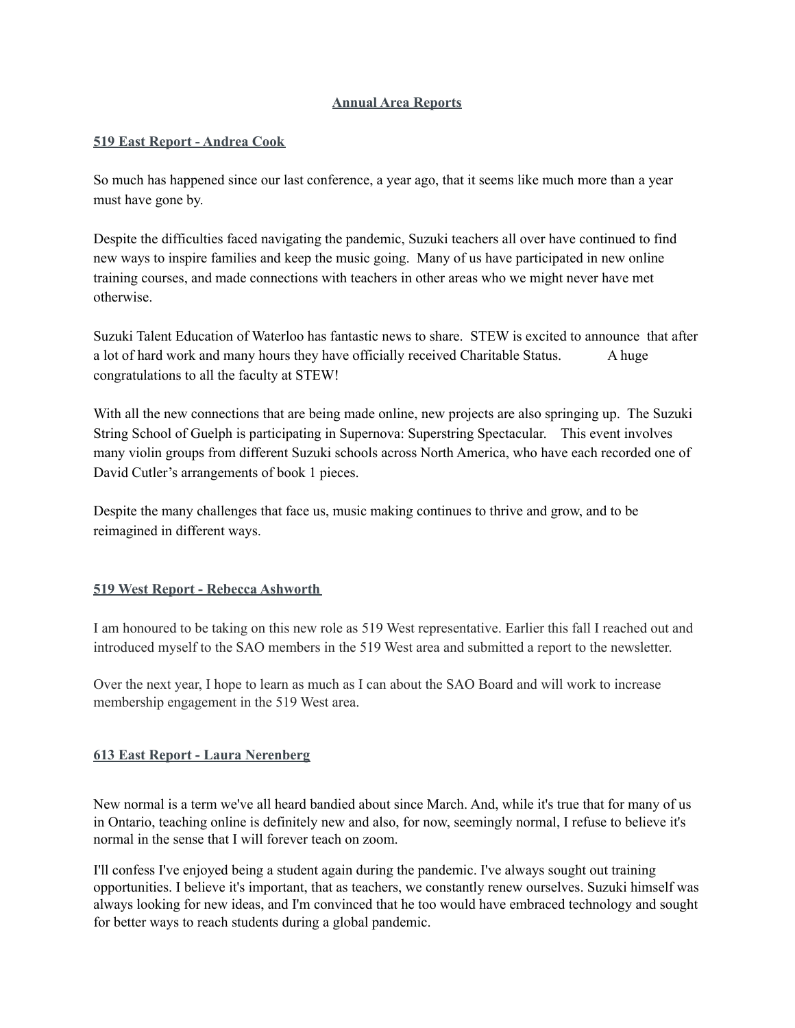# Annual Area Reports

## 519 East Report - Andrea Cook

So much has happened since our last conference, a year ago, that it seems like much more than a year must have gone by.

Despite the difficulties faced navigating the pandemic, Suzuki teachers all over have continued to find new ways to inspire families and keep the music going. Many of us have participated in new online training courses, and made connections with teachers in other areas who we might never have met otherwise.

Suzuki Talent Education of Waterloo has fantastic news to share. STEW is excited to announce that after a lot of hard work and many hours they have officially received Charitable Status. A huge congratulations to all the faculty at STEW!

With all the new connections that are being made online, new projects are also springing up. The Suzuki String School of Guelph is participating in Supernova: Superstring Spectacular. This event involves many violin groups from different Suzuki schools across North America, who have each recorded one of David Cutler's arrangements of book 1 pieces.

Despite the many challenges that face us, music making continues to thrive and grow, and to be reimagined in different ways.

## 519 West Report - Rebecca Ashworth

I am honoured to be taking on this new role as 519 West representative. Earlier this fall I reached out and introduced myself to the SAO members in the 519 West area and submitted a report to the newsletter.

Over the next year, I hope to learn as much as I can about the SAO Board and will work to increase membership engagement in the 519 West area.

## 613 East Report - Laura Nerenberg

New normal is a term we've all heard bandied about since March. And, while it's true that for many of us in Ontario, teaching online is definitely new and also, for now, seemingly normal, I refuse to believe it's normal in the sense that I will forever teach on zoom.

I'll confess I've enjoyed being a student again during the pandemic. I've always sought out training opportunities. I believe it's important, that as teachers, we constantly renew ourselves. Suzuki himself was always looking for new ideas, and I'm convinced that he too would have embraced technology and sought for better ways to reach students during a global pandemic.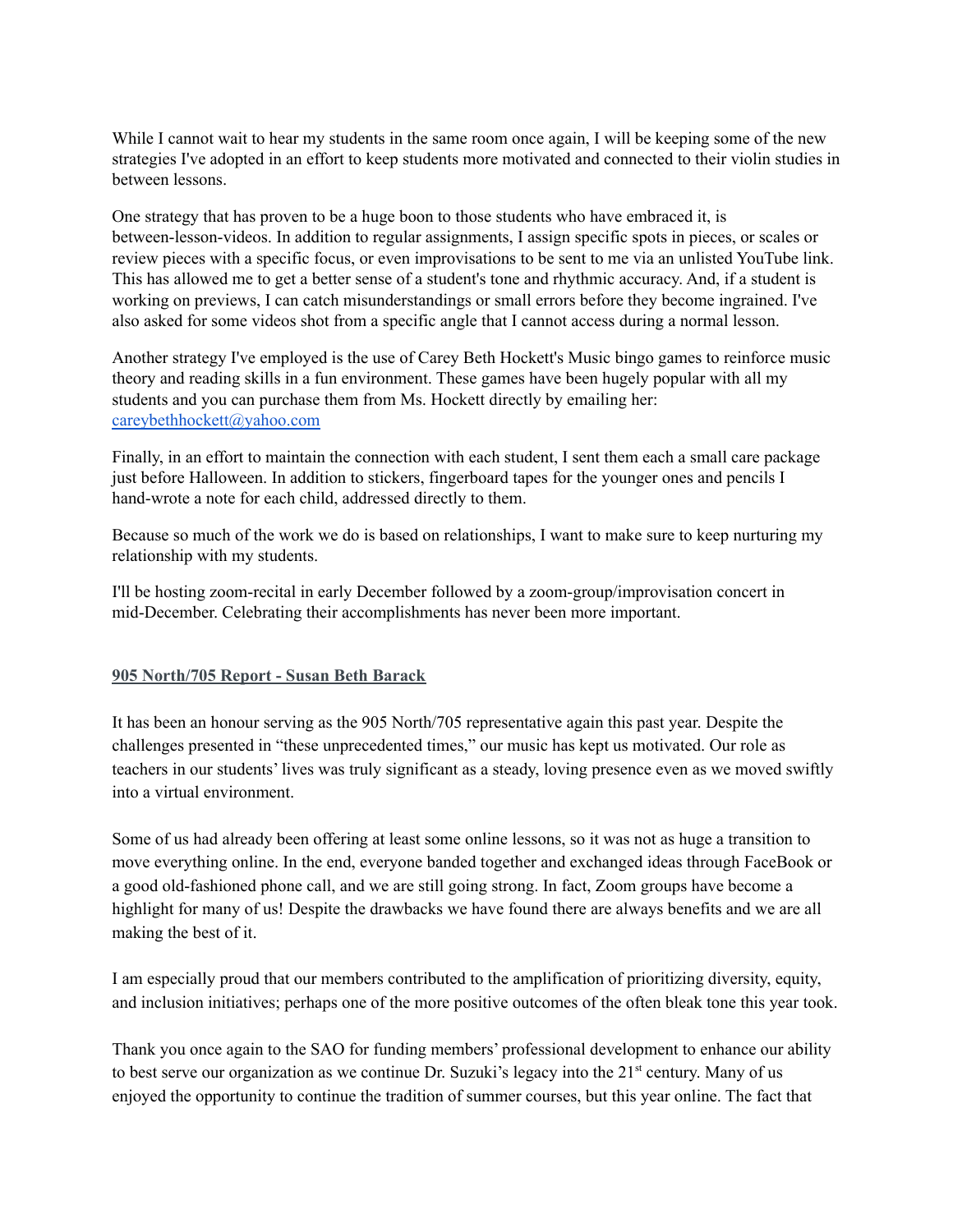While I cannot wait to hear my students in the same room once again, I will be keeping some of the new strategies I've adopted in an effort to keep students more motivated and connected to their violin studies in between lessons.

One strategy that has proven to be a huge boon to those students who have embraced it, is between-lesson-videos. In addition to regular assignments, I assign specific spots in pieces, or scales or review pieces with a specific focus, or even improvisations to be sent to me via an unlisted YouTube link. This has allowed me to get a better sense of a student's tone and rhythmic accuracy. And, if a student is working on previews, I can catch misunderstandings or small errors before they become ingrained. I've also asked for some videos shot from a specific angle that I cannot access during a normal lesson.

Another strategy I've employed is the use of Carey Beth Hockett's Music bingo games to reinforce music theory and reading skills in a fun environment. These games have been hugely popular with all my students and you can purchase them from Ms. Hockett directly by emailing her: careybethhockett@yahoo.com

Finally, in an effort to maintain the connection with each student, I sent them each a small care package just before Halloween. In addition to stickers, fingerboard tapes for the younger ones and pencils I hand-wrote a note for each child, addressed directly to them.

Because so much of the work we do is based on relationships, I want to make sure to keep nurturing my relationship with my students.

I'll be hosting zoom-recital in early December followed by a zoom-group/improvisation concert in mid-December. Celebrating their accomplishments has never been more important.

## 905 North/705 Report - Susan Beth Barack

It has been an honour serving as the 905 North/705 representative again this past year. Despite the challenges presented in "these unprecedented times," our music has kept us motivated. Our role as teachers in our students' lives was truly significant as a steady, loving presence even as we moved swiftly into a virtual environment.

Some of us had already been offering at least some online lessons, so it was not as huge a transition to move everything online. In the end, everyone banded together and exchanged ideas through FaceBook or a good old-fashioned phone call, and we are still going strong. In fact, Zoom groups have become a highlight for many of us! Despite the drawbacks we have found there are always benefits and we are all making the best of it.

I am especially proud that our members contributed to the amplification of prioritizing diversity, equity, and inclusion initiatives; perhaps one of the more positive outcomes of the often bleak tone this year took.

Thank you once again to the SAO for funding members' professional development to enhance our ability to best serve our organization as we continue Dr. Suzuki's legacy into the 21st century. Many of us enjoyed the opportunity to continue the tradition of summer courses, but this year online. The fact that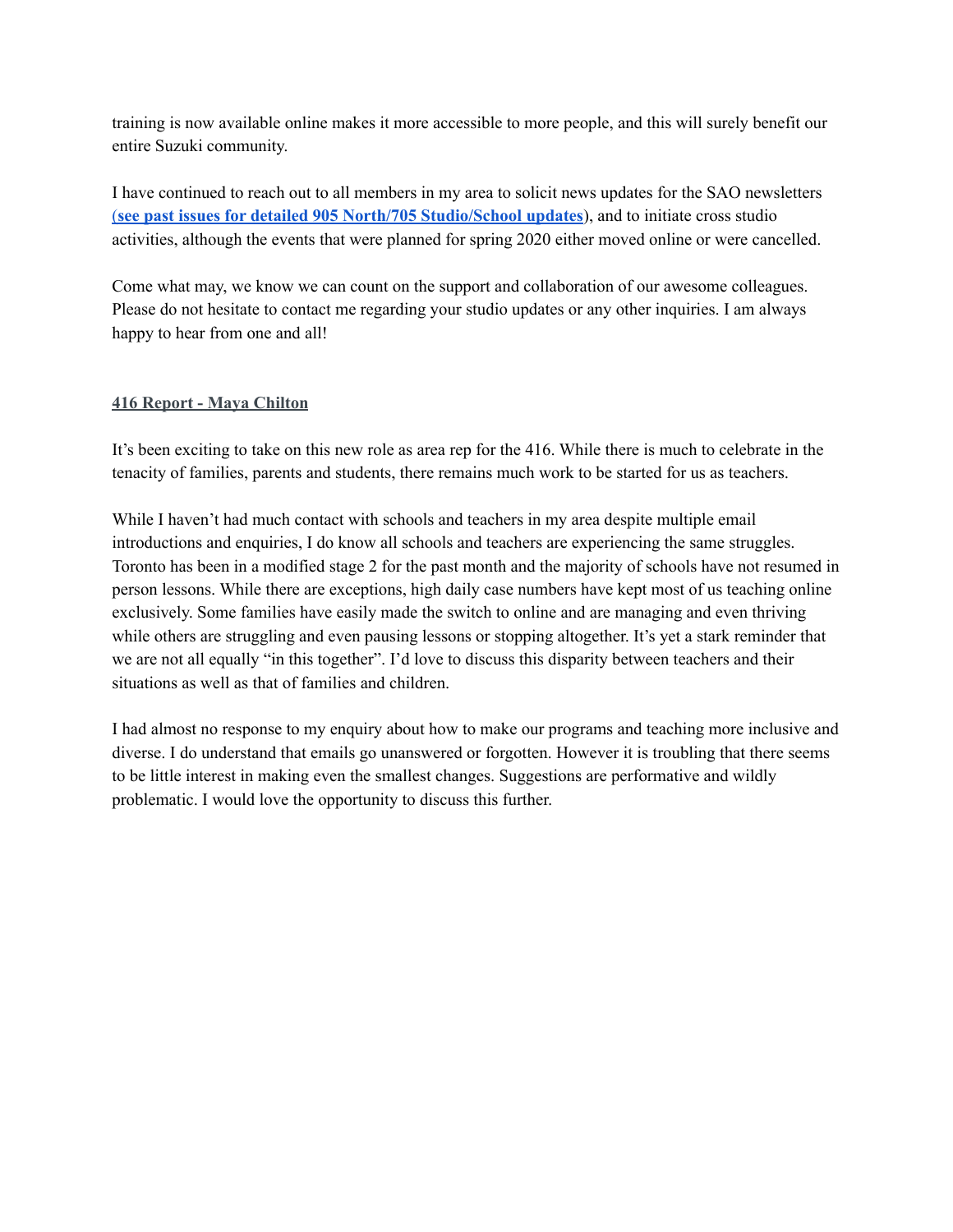training is now available online makes it more accessible to more people, and this will surely benefit our entire Suzuki community.

I have continued to reach out to all members in my area to solicit news updates for the SAO newsletters **(see past issues for detailed 905 North/705 Studio/School updates)**, and to initiate cross studio activities, although the events that were planned for spring 2020 either moved online or were cancelled.

Come what may, we know we can count on the support and collaboration of our awesome colleagues. Please do not hesitate to contact me regarding your studio updates or any other inquiries. I am always happy to hear from one and all!

### 416 Report - Maya Chilton

It's been exciting to take on this new role as area rep for the 416. While there is much to celebrate in the tenacity of families, parents and students, there remains much work to be started for us as teachers.

While I haven't had much contact with schools and teachers in my area despite multiple email introductions and enquiries, I do know all schools and teachers are experiencing the same struggles. Toronto has been in a modified stage 2 for the past month and the majority of schools have not resumed in person lessons. While there are exceptions, high daily case numbers have kept most of us teaching online exclusively. Some families have easily made the switch to online and are managing and even thriving while others are struggling and even pausing lessons or stopping altogether. It's yet a stark reminder that we are not all equally "in this together". I'd love to discuss this disparity between teachers and their situations as well as that of families and children.

I had almost no response to my enquiry about how to make our programs and teaching more inclusive and diverse. I do understand that emails go unanswered or forgotten. However it is troubling that there seems to be little interest in making even the smallest changes. Suggestions are performative and wildly problematic. I would love the opportunity to discuss this further.